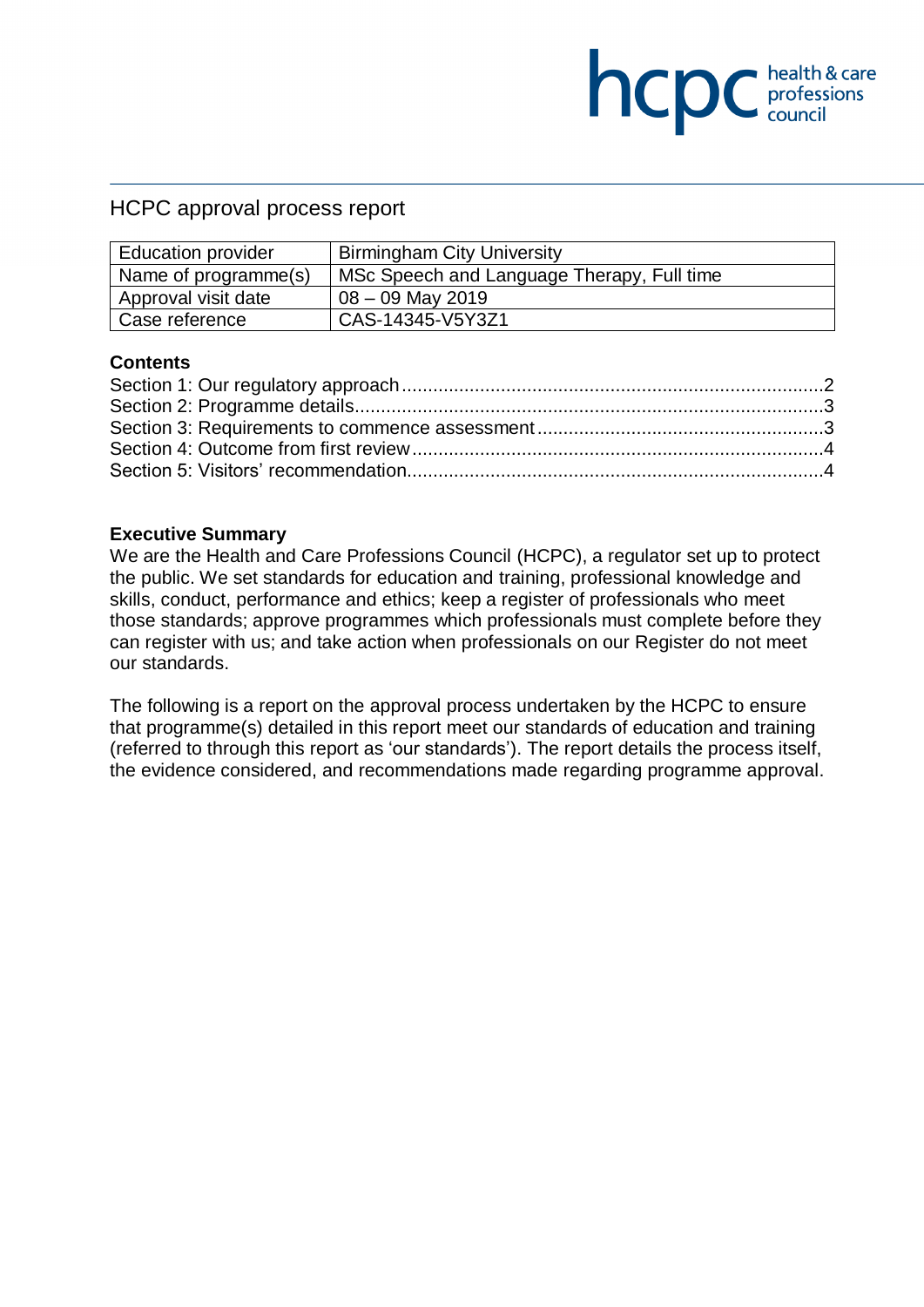# HCPC approval process report

| Education provider | Birmingham City University |
| --- | --- |
| Name of programme(s) | MSc Speech and Language Therapy, Full time |
| Approval visit date | 08 – 09 May 2019 |
| Case reference | CAS-14345-V5Y3Z1 |

## Contents

Section 1: Our regulatory approach ..... 2
Section 2: Programme details ..... 3
Section 3: Requirements to commence assessment ..... 3
Section 4: Outcome from first review ..... 4
Section 5: Visitors' recommendation ..... 4

## Executive Summary

We are the Health and Care Professions Council (HCPC), a regulator set up to protect the public. We set standards for education and training, professional knowledge and skills, conduct, performance and ethics; keep a register of professionals who meet those standards; approve programmes which professionals must complete before they can register with us; and take action when professionals on our Register do not meet our standards.

The following is a report on the approval process undertaken by the HCPC to ensure that programme(s) detailed in this report meet our standards of education and training (referred to through this report as 'our standards'). The report details the process itself, the evidence considered, and recommendations made regarding programme approval.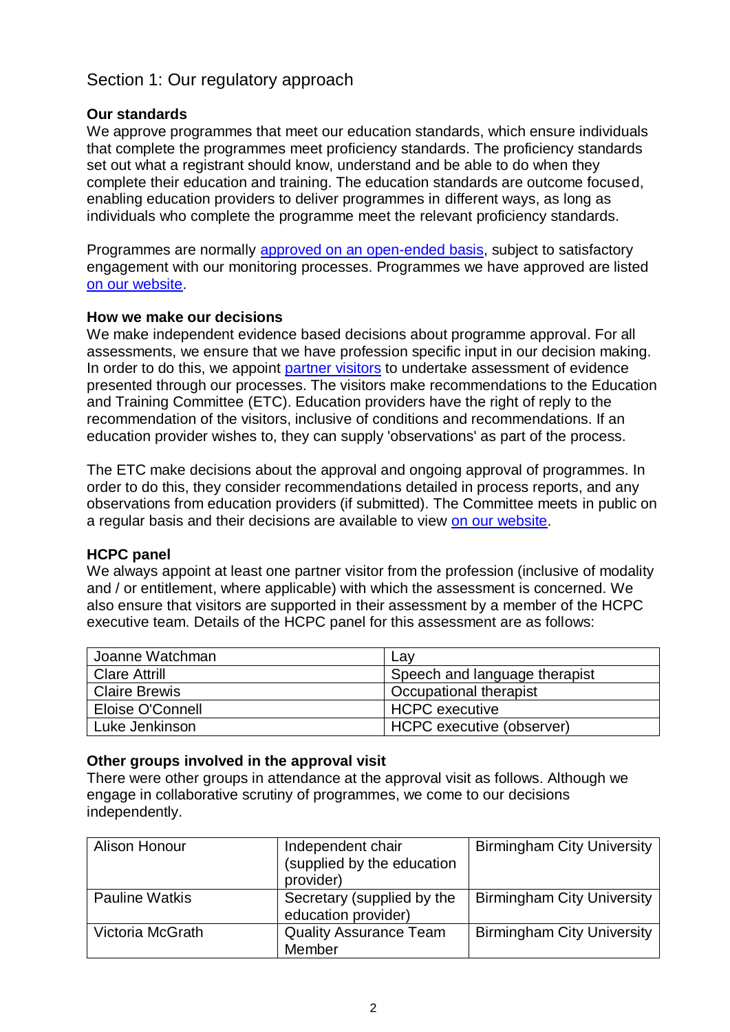## Section 1: Our regulatory approach

### Our standards

We approve programmes that meet our education standards, which ensure individuals that complete the programmes meet proficiency standards. The proficiency standards set out what a registrant should know, understand and be able to do when they complete their education and training. The education standards are outcome focused, enabling education providers to deliver programmes in different ways, as long as individuals who complete the programme meet the relevant proficiency standards.

Programmes are normally approved on an open-ended basis, subject to satisfactory engagement with our monitoring processes. Programmes we have approved are listed on our website.

### How we make our decisions

We make independent evidence based decisions about programme approval. For all assessments, we ensure that we have profession specific input in our decision making. In order to do this, we appoint partner visitors to undertake assessment of evidence presented through our processes. The visitors make recommendations to the Education and Training Committee (ETC). Education providers have the right of reply to the recommendation of the visitors, inclusive of conditions and recommendations. If an education provider wishes to, they can supply 'observations' as part of the process.

The ETC make decisions about the approval and ongoing approval of programmes. In order to do this, they consider recommendations detailed in process reports, and any observations from education providers (if submitted). The Committee meets in public on a regular basis and their decisions are available to view on our website.

### HCPC panel

We always appoint at least one partner visitor from the profession (inclusive of modality and / or entitlement, where applicable) with which the assessment is concerned. We also ensure that visitors are supported in their assessment by a member of the HCPC executive team. Details of the HCPC panel for this assessment are as follows:

| | |
|---|---|
| Joanne Watchman | Lay |
| Clare Attrill | Speech and language therapist |
| Claire Brewis | Occupational therapist |
| Eloise O'Connell | HCPC executive |
| Luke Jenkinson | HCPC executive (observer) |

### Other groups involved in the approval visit

There were other groups in attendance at the approval visit as follows. Although we engage in collaborative scrutiny of programmes, we come to our decisions independently.

| | | |
|---|---|---|
| Alison Honour | Independent chair (supplied by the education provider) | Birmingham City University |
| Pauline Watkis | Secretary (supplied by the education provider) | Birmingham City University |
| Victoria McGrath | Quality Assurance Team Member | Birmingham City University |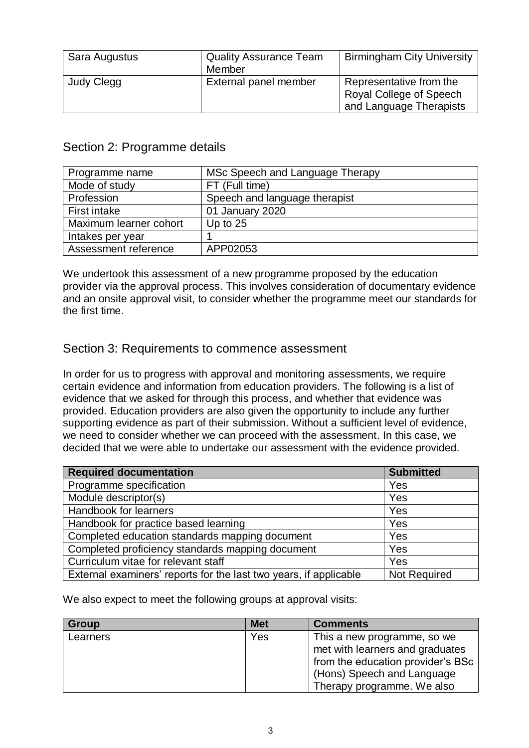| Sara Augustus | Quality Assurance Team Member | Birmingham City University |
|---|---|---|
| Judy Clegg | External panel member | Representative from the Royal College of Speech and Language Therapists |

## Section 2: Programme details

| Programme name | MSc Speech and Language Therapy |
|---|---|
| Mode of study | FT (Full time) |
| Profession | Speech and language therapist |
| First intake | 01 January 2020 |
| Maximum learner cohort | Up to 25 |
| Intakes per year | 1 |
| Assessment reference | APP02053 |

We undertook this assessment of a new programme proposed by the education provider via the approval process. This involves consideration of documentary evidence and an onsite approval visit, to consider whether the programme meet our standards for the first time.

## Section 3: Requirements to commence assessment

In order for us to progress with approval and monitoring assessments, we require certain evidence and information from education providers. The following is a list of evidence that we asked for through this process, and whether that evidence was provided. Education providers are also given the opportunity to include any further supporting evidence as part of their submission. Without a sufficient level of evidence, we need to consider whether we can proceed with the assessment. In this case, we decided that we were able to undertake our assessment with the evidence provided.

| Required documentation | Submitted |
|---|---|
| Programme specification | Yes |
| Module descriptor(s) | Yes |
| Handbook for learners | Yes |
| Handbook for practice based learning | Yes |
| Completed education standards mapping document | Yes |
| Completed proficiency standards mapping document | Yes |
| Curriculum vitae for relevant staff | Yes |
| External examiners' reports for the last two years, if applicable | Not Required |

We also expect to meet the following groups at approval visits:

| Group | Met | Comments |
|---|---|---|
| Learners | Yes | This a new programme, so we met with learners and graduates from the education provider's BSc (Hons) Speech and Language Therapy programme. We also |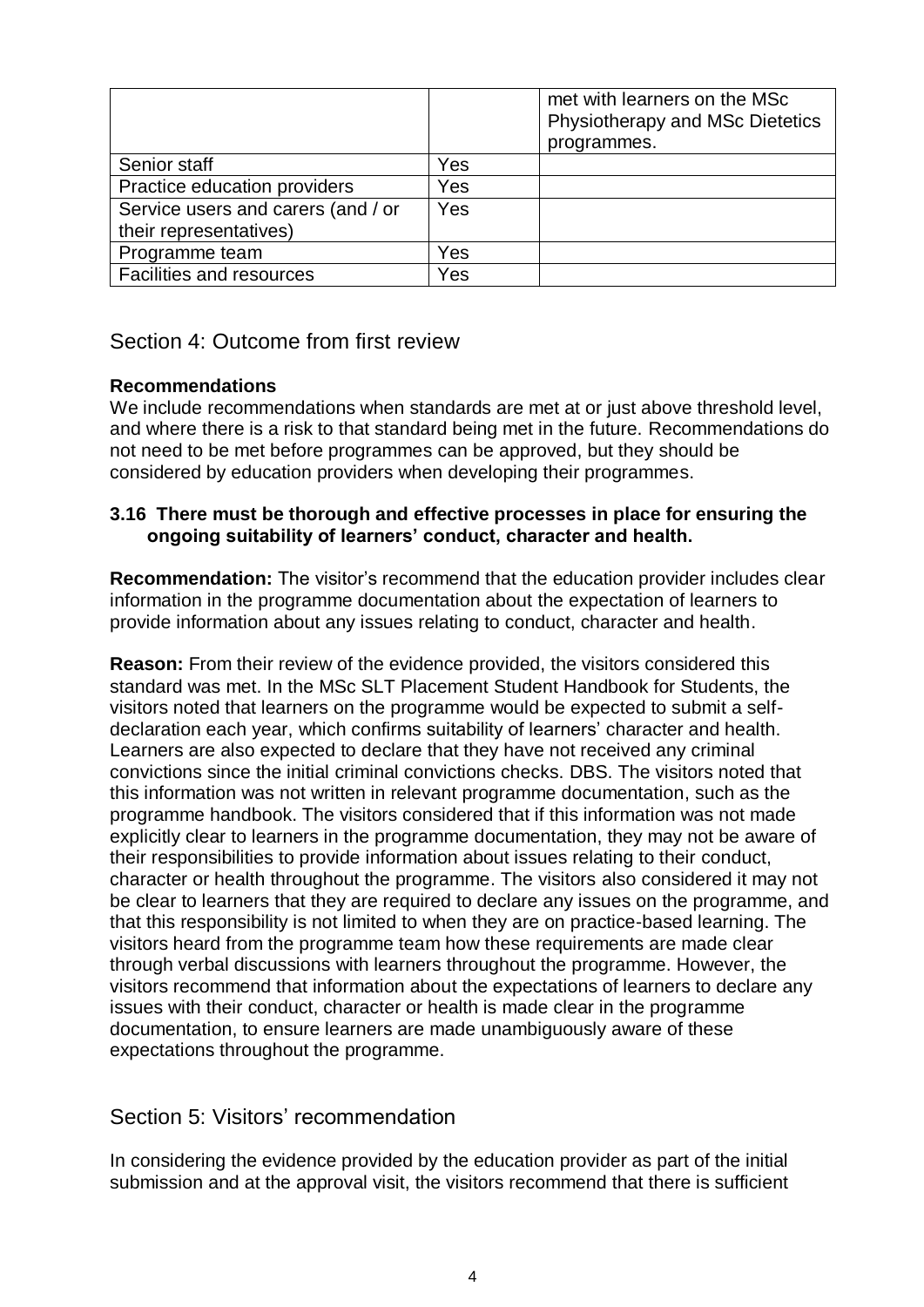| | | met with learners on the MSc Physiotherapy and MSc Dietetics programmes. |
|---|---|---|
| Senior staff | Yes | |
| Practice education providers | Yes | |
| Service users and carers (and / or their representatives) | Yes | |
| Programme team | Yes | |
| Facilities and resources | Yes | |

## Section 4: Outcome from first review

**Recommendations**

We include recommendations when standards are met at or just above threshold level, and where there is a risk to that standard being met in the future. Recommendations do not need to be met before programmes can be approved, but they should be considered by education providers when developing their programmes.

**3.16 There must be thorough and effective processes in place for ensuring the ongoing suitability of learners' conduct, character and health.**

**Recommendation:** The visitor's recommend that the education provider includes clear information in the programme documentation about the expectation of learners to provide information about any issues relating to conduct, character and health.

**Reason:** From their review of the evidence provided, the visitors considered this standard was met. In the MSc SLT Placement Student Handbook for Students, the visitors noted that learners on the programme would be expected to submit a self-declaration each year, which confirms suitability of learners' character and health. Learners are also expected to declare that they have not received any criminal convictions since the initial criminal convictions checks. DBS. The visitors noted that this information was not written in relevant programme documentation, such as the programme handbook. The visitors considered that if this information was not made explicitly clear to learners in the programme documentation, they may not be aware of their responsibilities to provide information about issues relating to their conduct, character or health throughout the programme. The visitors also considered it may not be clear to learners that they are required to declare any issues on the programme, and that this responsibility is not limited to when they are on practice-based learning. The visitors heard from the programme team how these requirements are made clear through verbal discussions with learners throughout the programme. However, the visitors recommend that information about the expectations of learners to declare any issues with their conduct, character or health is made clear in the programme documentation, to ensure learners are made unambiguously aware of these expectations throughout the programme.

## Section 5: Visitors' recommendation

In considering the evidence provided by the education provider as part of the initial submission and at the approval visit, the visitors recommend that there is sufficient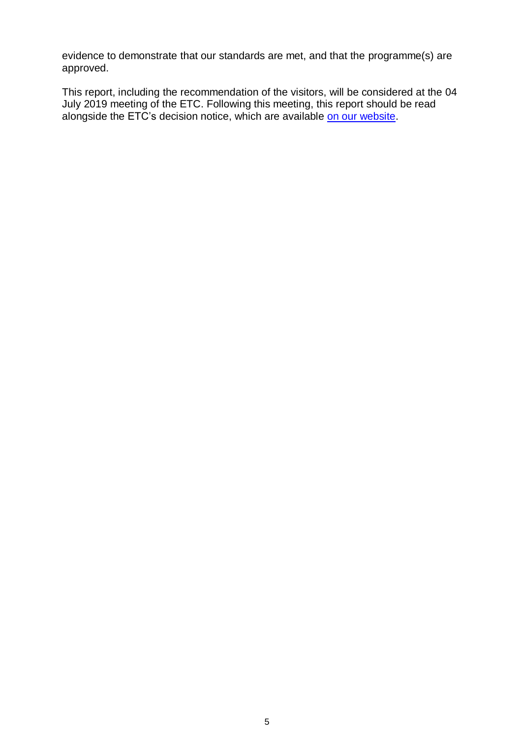evidence to demonstrate that our standards are met, and that the programme(s) are approved.

This report, including the recommendation of the visitors, will be considered at the 04 July 2019 meeting of the ETC. Following this meeting, this report should be read alongside the ETC's decision notice, which are available on our website.